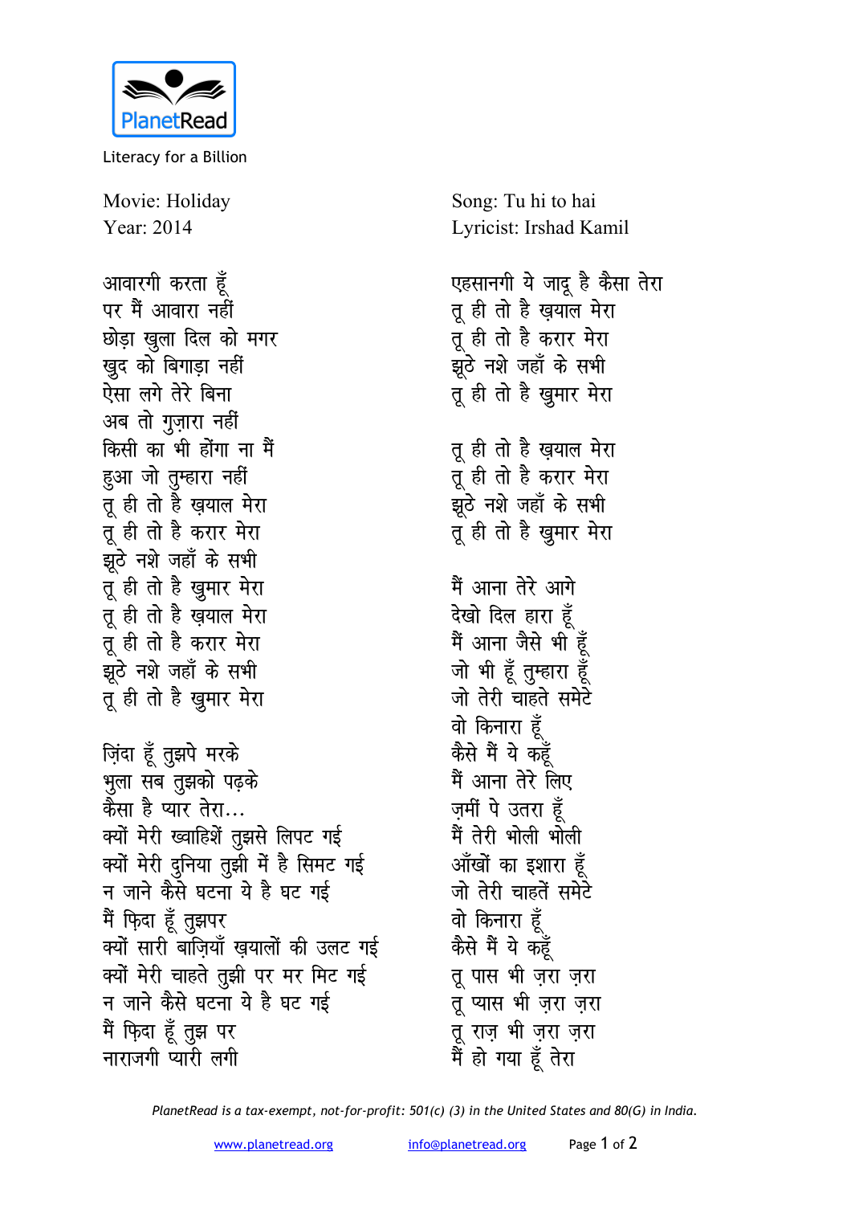PlanetRead

Literacy for a Billion

Movie: Holiday
Year: 2014

Song: Tu hi to hai
Lyricist: Irshad Kamil

आवारगी करता हूँ
पर मैं आवारा नहीं
छोड़ा खुला दिल को मगर
खुद को बिगाड़ा नहीं
ऐसा लगे तेरे बिना
अब तो गुज़ारा नहीं
किसी का भी होंगा ना मैं
हुआ जो तुम्हारा नहीं
तू ही तो है ख़याल मेरा
तू ही तो है करार मेरा
झूठे नशे जहाँ के सभी
तू ही तो है खुमार मेरा
तू ही तो है ख़याल मेरा
तू ही तो है करार मेरा
झूठे नशे जहाँ के सभी
तू ही तो है खुमार मेरा

ज़िंदा हूँ तुझपे मरके
भुला सब तुझको पढ़के
कैसा है प्यार तेरा...
क्यों मेरी ख्वाहिशें तुझसे लिपट गई
क्यों मेरी दुनिया तुझी में है सिमट गई
न जाने कैसे घटना ये है घट गई
मैं फ़िदा हूँ तुझपर
क्यों सारी बाज़ियाँ ख़यालों की उलट गई
क्यों मेरी चाहते तुझी पर मर मिट गई
न जाने कैसे घटना ये है घट गई
मैं फ़िदा हूँ तुझ पर
नाराजगी प्यारी लगी

एहसानगी ये जादू है कैसा तेरा
तू ही तो है ख़याल मेरा
तू ही तो है करार मेरा
झूठे नशे जहाँ के सभी
तू ही तो है खुमार मेरा

तू ही तो है ख़याल मेरा
तू ही तो है करार मेरा
झूठे नशे जहाँ के सभी
तू ही तो है खुमार मेरा

मैं आना तेरे आगे
देखो दिल हारा हूँ
मैं आना जैसे भी हूँ
जो भी हूँ तुम्हारा हूँ
जो तेरी चाहते समेटे
वो किनारा हूँ
कैसे मैं ये कहूँ
मैं आना तेरे लिए
ज़मीं पे उतरा हूँ
मैं तेरी भोली भोली
आँखों का इशारा हूँ
जो तेरी चाहतें समेटे
वो किनारा हूँ
कैसे मैं ये कहूँ
तू पास भी ज़रा ज़रा
तू प्यास भी ज़रा ज़रा
तू राज़ भी ज़रा ज़रा
मैं हो गया हूँ तेरा

*PlanetRead is a tax-exempt, not-for-profit: 501(c) (3) in the United States and 80(G) in India.*

www.planetread.org info@planetread.org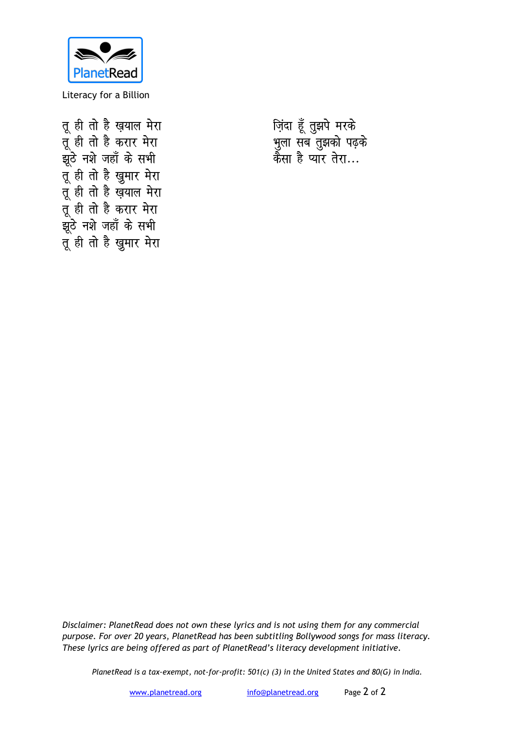Literacy for a Billion

तू ही तो है ख़याल मेरा
तू ही तो है करार मेरा
झूठे नशे जहाँ के सभी
तू ही तो है खुमार मेरा
तू ही तो है ख़याल मेरा
तू ही तो है करार मेरा
झूठे नशे जहाँ के सभी
तू ही तो है खुमार मेरा

ज़िंदा हूँ तुझपे मरके
भुला सब तुझको पढ़के
कैसा है प्यार तेरा...

*Disclaimer: PlanetRead does not own these lyrics and is not using them for any commercial purpose. For over 20 years, PlanetRead has been subtitling Bollywood songs for mass literacy. These lyrics are being offered as part of PlanetRead's literacy development initiative.*

*PlanetRead is a tax-exempt, not-for-profit: 501(c) (3) in the United States and 80(G) in India.*

www.planetread.org info@planetread.org